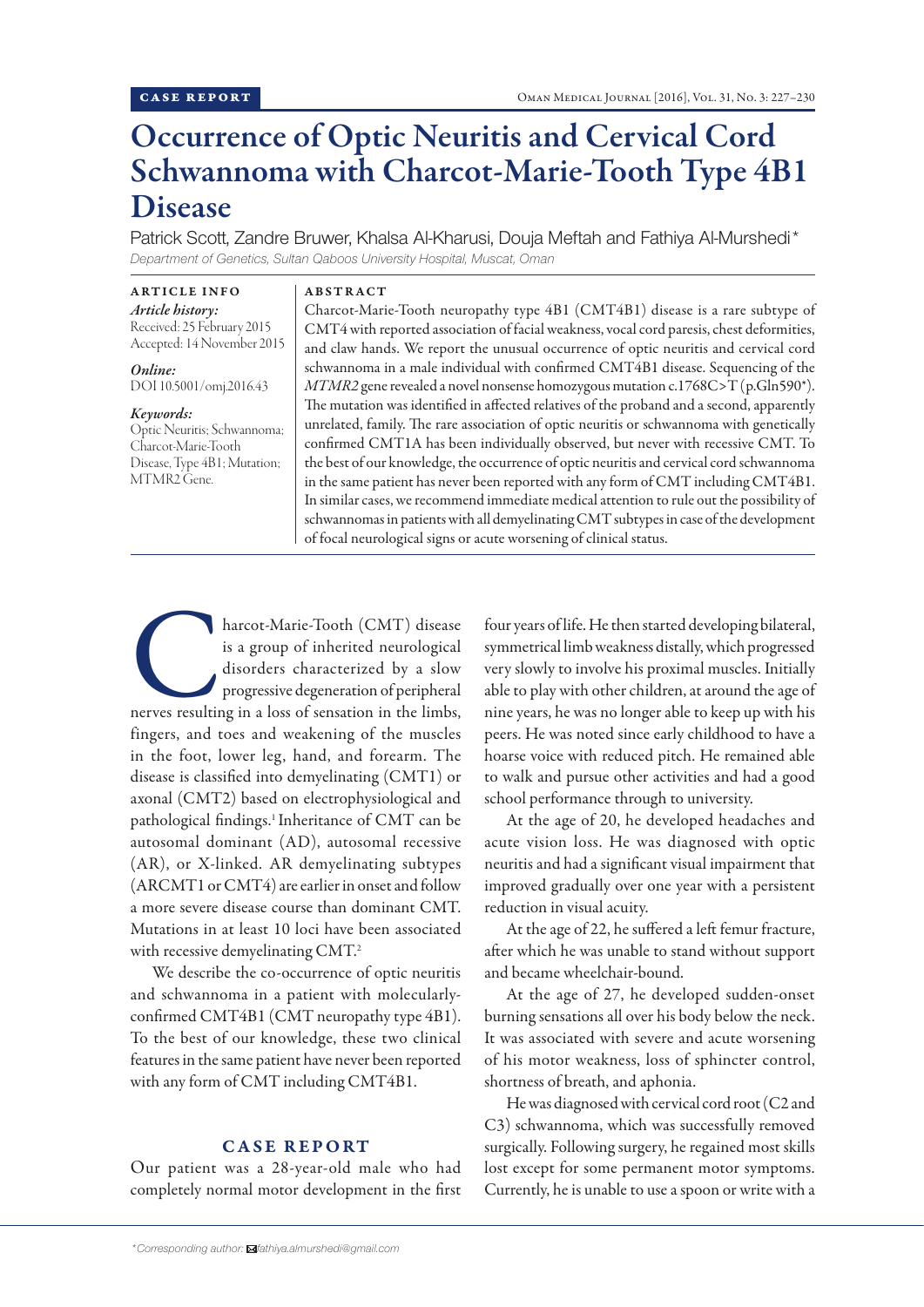CASE REPORT

# Occurrence of Optic Neuritis and Cervical Cord Schwannoma with Charcot-Marie-Tooth Type 4B1 Disease

Patrick Scott, Zandre Bruwer, Khalsa Al-Kharusi, Douja Meftah and Fathiya Al-Murshedi*

*Department of Genetics, Sultan Qaboos University Hospital, Muscat, Oman*

**ARTICLE INFO**

***Article history:***
Received: 25 February 2015
Accepted: 14 November 2015

***Online:***
DOI 10.5001/omj.2016.43

***Keywords:***
Optic Neuritis; Schwannoma; Charcot-Marie-Tooth Disease, Type 4B1; Mutation; MTMR2 Gene.

**ABSTRACT**

Charcot-Marie-Tooth neuropathy type 4B1 (CMT4B1) disease is a rare subtype of CMT4 with reported association of facial weakness, vocal cord paresis, chest deformities, and claw hands. We report the unusual occurrence of optic neuritis and cervical cord schwannoma in a male individual with confirmed CMT4B1 disease. Sequencing of the *MTMR2* gene revealed a novel nonsense homozygous mutation c.1768C>T (p.Gln590*). The mutation was identified in affected relatives of the proband and a second, apparently unrelated, family. The rare association of optic neuritis or schwannoma with genetically confirmed CMT1A has been individually observed, but never with recessive CMT. To the best of our knowledge, the occurrence of optic neuritis and cervical cord schwannoma in the same patient has never been reported with any form of CMT including CMT4B1. In similar cases, we recommend immediate medical attention to rule out the possibility of schwannomas in patients with all demyelinating CMT subtypes in case of the development of focal neurological signs or acute worsening of clinical status.

Charcot-Marie-Tooth (CMT) disease is a group of inherited neurological disorders characterized by a slow progressive degeneration of peripheral nerves resulting in a loss of sensation in the limbs, fingers, and toes and weakening of the muscles in the foot, lower leg, hand, and forearm. The disease is classified into demyelinating (CMT1) or axonal (CMT2) based on electrophysiological and pathological findings.[1] Inheritance of CMT can be autosomal dominant (AD), autosomal recessive (AR), or X-linked. AR demyelinating subtypes (ARCMT1 or CMT4) are earlier in onset and follow a more severe disease course than dominant CMT. Mutations in at least 10 loci have been associated with recessive demyelinating CMT.[2]

We describe the co-occurrence of optic neuritis and schwannoma in a patient with molecularly-confirmed CMT4B1 (CMT neuropathy type 4B1). To the best of our knowledge, these two clinical features in the same patient have never been reported with any form of CMT including CMT4B1.

## CASE REPORT

Our patient was a 28-year-old male who had completely normal motor development in the first four years of life. He then started developing bilateral, symmetrical limb weakness distally, which progressed very slowly to involve his proximal muscles. Initially able to play with other children, at around the age of nine years, he was no longer able to keep up with his peers. He was noted since early childhood to have a hoarse voice with reduced pitch. He remained able to walk and pursue other activities and had a good school performance through to university.

At the age of 20, he developed headaches and acute vision loss. He was diagnosed with optic neuritis and had a significant visual impairment that improved gradually over one year with a persistent reduction in visual acuity.

At the age of 22, he suffered a left femur fracture, after which he was unable to stand without support and became wheelchair-bound.

At the age of 27, he developed sudden-onset burning sensations all over his body below the neck. It was associated with severe and acute worsening of his motor weakness, loss of sphincter control, shortness of breath, and aphonia.

He was diagnosed with cervical cord root (C2 and C3) schwannoma, which was successfully removed surgically. Following surgery, he regained most skills lost except for some permanent motor symptoms. Currently, he is unable to use a spoon or write with a

*Corresponding author: fathiya.almurshedi@gmail.com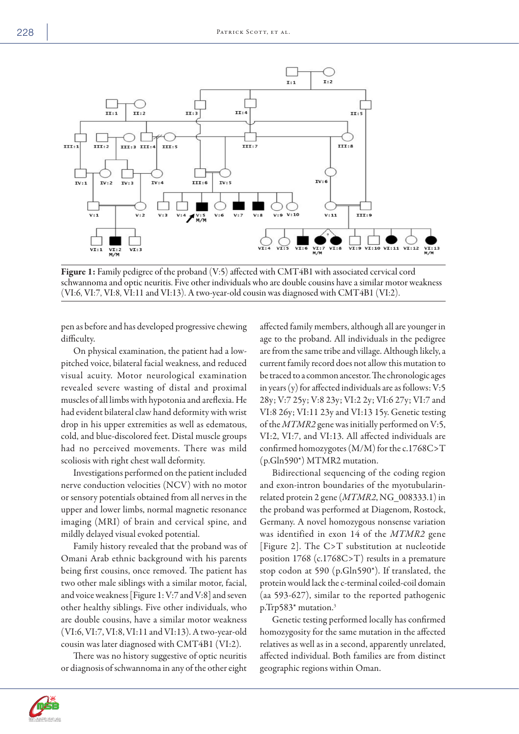**Figure 1:** Family pedigree of the proband (V:5) affected with CMT4B1 with associated cervical cord schwannoma and optic neuritis. Five other individuals who are double cousins have a similar motor weakness (VI:6, VI:7, VI:8, VI:11 and VI:13). A two-year-old cousin was diagnosed with CMT4B1 (VI:2).

pen as before and has developed progressive chewing difficulty.

On physical examination, the patient had a low-pitched voice, bilateral facial weakness, and reduced visual acuity. Motor neurological examination revealed severe wasting of distal and proximal muscles of all limbs with hypotonia and areflexia. He had evident bilateral claw hand deformity with wrist drop in his upper extremities as well as edematous, cold, and blue-discolored feet. Distal muscle groups had no perceived movements. There was mild scoliosis with right chest wall deformity.

Investigations performed on the patient included nerve conduction velocities (NCV) with no motor or sensory potentials obtained from all nerves in the upper and lower limbs, normal magnetic resonance imaging (MRI) of brain and cervical spine, and mildly delayed visual evoked potential.

Family history revealed that the proband was of Omani Arab ethnic background with his parents being first cousins, once removed. The patient has two other male siblings with a similar motor, facial, and voice weakness [Figure 1: V:7 and V:8] and seven other healthy siblings. Five other individuals, who are double cousins, have a similar motor weakness (VI:6, VI:7, VI:8, VI:11 and VI:13). A two-year-old cousin was later diagnosed with CMT4B1 (VI:2).

There was no history suggestive of optic neuritis or diagnosis of schwannoma in any of the other eight affected family members, although all are younger in age to the proband. All individuals in the pedigree are from the same tribe and village. Although likely, a current family record does not allow this mutation to be traced to a common ancestor. The chronologic ages in years (y) for affected individuals are as follows: V:5 28y; V:7 25y; V:8 23y; VI:2 2y; VI:6 27y; VI:7 and VI:8 26y; VI:11 23y and VI:13 15y. Genetic testing of the *MTMR2* gene was initially performed on V:5, VI:2, VI:7, and VI:13. All affected individuals are confirmed homozygotes (M/M) for the c.1768C>T (p.Gln590*) MTMR2 mutation.

Bidirectional sequencing of the coding region and exon-intron boundaries of the myotubularin-related protein 2 gene (*MTMR2*, NG_008333.1) in the proband was performed at Diagenom, Rostock, Germany. A novel homozygous nonsense variation was identified in exon 14 of the *MTMR2* gene [Figure 2]. The C>T substitution at nucleotide position 1768 (c.1768C>T) results in a premature stop codon at 590 (p.Gln590*). If translated, the protein would lack the c-terminal coiled-coil domain (aa 593-627), similar to the reported pathogenic p.Trp583* mutation.[3]

Genetic testing performed locally has confirmed homozygosity for the same mutation in the affected relatives as well as in a second, apparently unrelated, affected individual. Both families are from distinct geographic regions within Oman.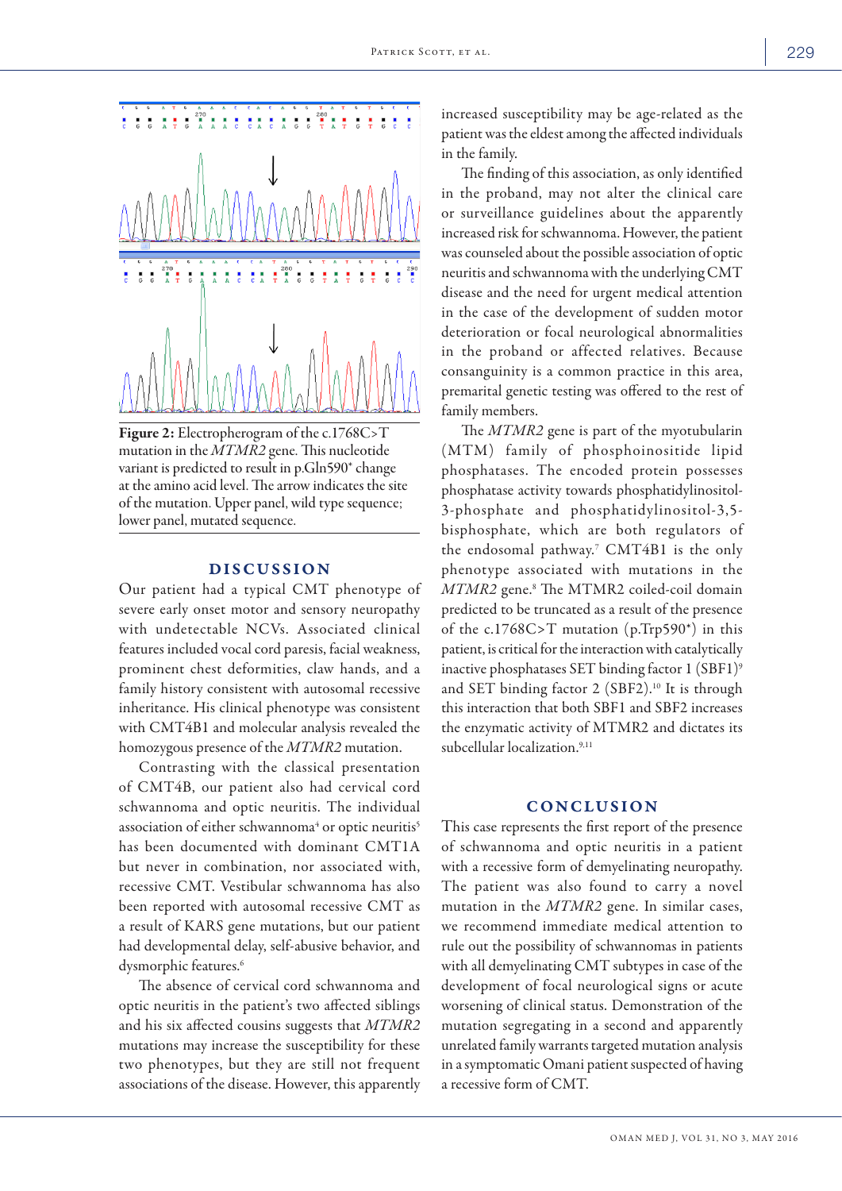Figure 2: Electropherogram of the c.1768C>T mutation in the *MTMR2* gene. This nucleotide variant is predicted to result in p.Gln590* change at the amino acid level. The arrow indicates the site of the mutation. Upper panel, wild type sequence; lower panel, mutated sequence.

## DISCUSSION

Our patient had a typical CMT phenotype of severe early onset motor and sensory neuropathy with undetectable NCVs. Associated clinical features included vocal cord paresis, facial weakness, prominent chest deformities, claw hands, and a family history consistent with autosomal recessive inheritance. His clinical phenotype was consistent with CMT4B1 and molecular analysis revealed the homozygous presence of the *MTMR2* mutation.

Contrasting with the classical presentation of CMT4B, our patient also had cervical cord schwannoma and optic neuritis. The individual association of either schwannoma[4] or optic neuritis[5] has been documented with dominant CMT1A but never in combination, nor associated with, recessive CMT. Vestibular schwannoma has also been reported with autosomal recessive CMT as a result of KARS gene mutations, but our patient had developmental delay, self-abusive behavior, and dysmorphic features.[6]

The absence of cervical cord schwannoma and optic neuritis in the patient's two affected siblings and his six affected cousins suggests that *MTMR2* mutations may increase the susceptibility for these two phenotypes, but they are still not frequent associations of the disease. However, this apparently increased susceptibility may be age-related as the patient was the eldest among the affected individuals in the family.

The finding of this association, as only identified in the proband, may not alter the clinical care or surveillance guidelines about the apparently increased risk for schwannoma. However, the patient was counseled about the possible association of optic neuritis and schwannoma with the underlying CMT disease and the need for urgent medical attention in the case of the development of sudden motor deterioration or focal neurological abnormalities in the proband or affected relatives. Because consanguinity is a common practice in this area, premarital genetic testing was offered to the rest of family members.

The *MTMR2* gene is part of the myotubularin (MTM) family of phosphoinositide lipid phosphatases. The encoded protein possesses phosphatase activity towards phosphatidylinositol-3-phosphate and phosphatidylinositol-3,5-bisphosphate, which are both regulators of the endosomal pathway.[7] CMT4B1 is the only phenotype associated with mutations in the *MTMR2* gene.[8] The MTMR2 coiled-coil domain predicted to be truncated as a result of the presence of the c.1768C>T mutation (p.Trp590*) in this patient, is critical for the interaction with catalytically inactive phosphatases SET binding factor 1 (SBF1)[9] and SET binding factor 2 (SBF2).[10] It is through this interaction that both SBF1 and SBF2 increases the enzymatic activity of MTMR2 and dictates its subcellular localization.[9,11]

## CONCLUSION

This case represents the first report of the presence of schwannoma and optic neuritis in a patient with a recessive form of demyelinating neuropathy. The patient was also found to carry a novel mutation in the *MTMR2* gene. In similar cases, we recommend immediate medical attention to rule out the possibility of schwannomas in patients with all demyelinating CMT subtypes in case of the development of focal neurological signs or acute worsening of clinical status. Demonstration of the mutation segregating in a second and apparently unrelated family warrants targeted mutation analysis in a symptomatic Omani patient suspected of having a recessive form of CMT.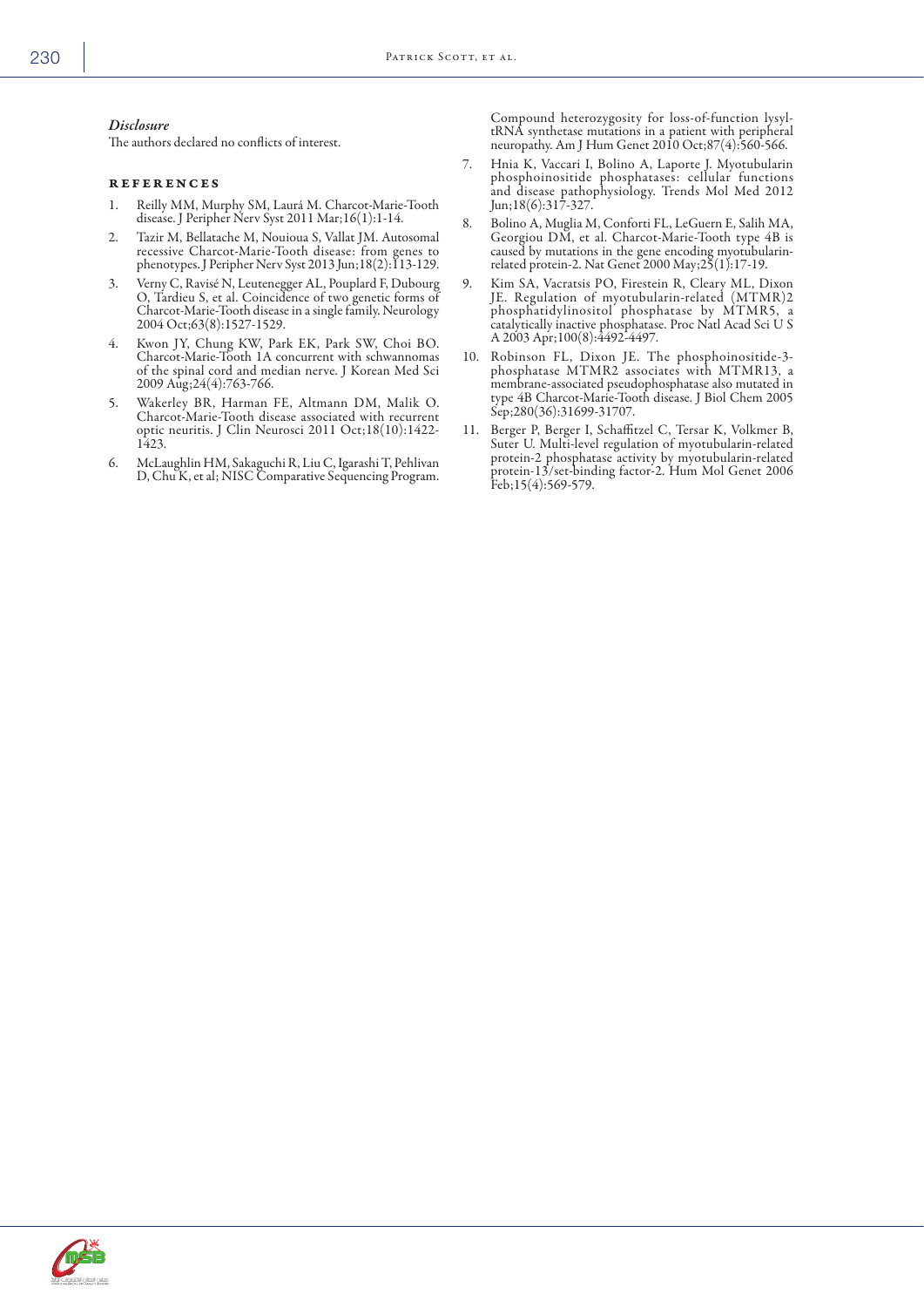*Disclosure*

The authors declared no conflicts of interest.

## References

1. Reilly MM, Murphy SM, Laurá M. Charcot-Marie-Tooth disease. J Peripher Nerv Syst 2011 Mar;16(1):1-14.
2. Tazir M, Bellatache M, Nouioua S, Vallat JM. Autosomal recessive Charcot-Marie-Tooth disease: from genes to phenotypes. J Peripher Nerv Syst 2013 Jun;18(2):113-129.
3. Verny C, Ravisé N, Leutenegger AL, Pouplard F, Dubourg O, Tardieu S, et al. Coincidence of two genetic forms of Charcot-Marie-Tooth disease in a single family. Neurology 2004 Oct;63(8):1527-1529.
4. Kwon JY, Chung KW, Park EK, Park SW, Choi BO. Charcot-Marie-Tooth 1A concurrent with schwannomas of the spinal cord and median nerve. J Korean Med Sci 2009 Aug;24(4):763-766.
5. Wakerley BR, Harman FE, Altmann DM, Malik O. Charcot-Marie-Tooth disease associated with recurrent optic neuritis. J Clin Neurosci 2011 Oct;18(10):1422-1423.
6. McLaughlin HM, Sakaguchi R, Liu C, Igarashi T, Pehlivan D, Chu K, et al; NISC Comparative Sequencing Program. Compound heterozygosity for loss-of-function lysyl-tRNA synthetase mutations in a patient with peripheral neuropathy. Am J Hum Genet 2010 Oct;87(4):560-566.
7. Hnia K, Vaccari I, Bolino A, Laporte J. Myotubularin phosphoinositide phosphatases: cellular functions and disease pathophysiology. Trends Mol Med 2012 Jun;18(6):317-327.
8. Bolino A, Muglia M, Conforti FL, LeGuern E, Salih MA, Georgiou DM, et al. Charcot-Marie-Tooth type 4B is caused by mutations in the gene encoding myotubularin-related protein-2. Nat Genet 2000 May;25(1):17-19.
9. Kim SA, Vacratsis PO, Firestein R, Cleary ML, Dixon JE. Regulation of myotubularin-related (MTMR)2 phosphatidylinositol phosphatase by MTMR5, a catalytically inactive phosphatase. Proc Natl Acad Sci U S A 2003 Apr;100(8):4492-4497.
10. Robinson FL, Dixon JE. The phosphoinositide-3-phosphatase MTMR2 associates with MTMR13, a membrane-associated pseudophosphatase also mutated in type 4B Charcot-Marie-Tooth disease. J Biol Chem 2005 Sep;280(36):31699-31707.
11. Berger P, Berger I, Schaffitzel C, Tersar K, Volkmer B, Suter U. Multi-level regulation of myotubularin-related protein-2 phosphatase activity by myotubularin-related protein-13/set-binding factor-2. Hum Mol Genet 2006 Feb;15(4):569-579.